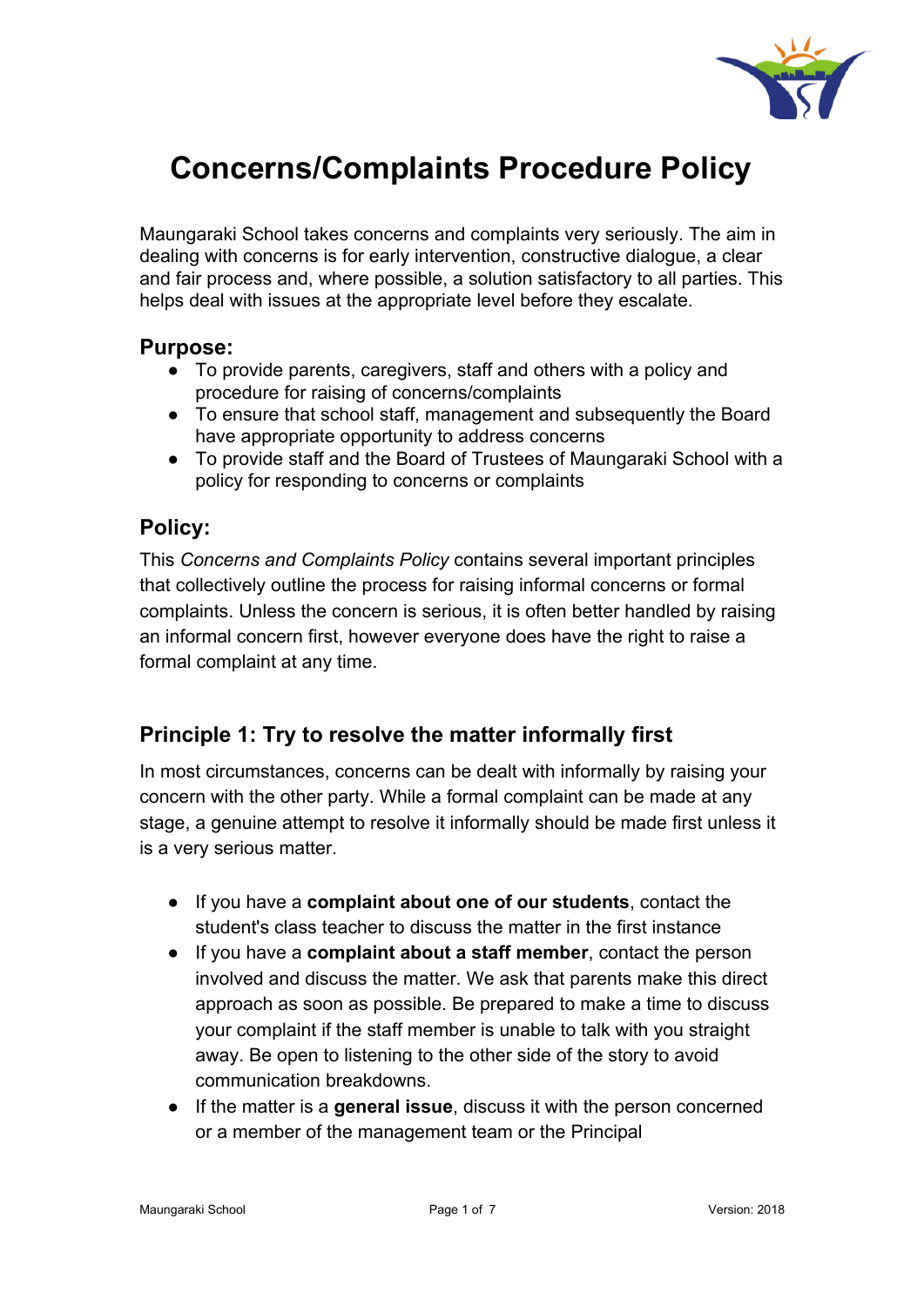# Concerns/Complaints Procedure Policy

Maungaraki School takes concerns and complaints very seriously. The aim in dealing with concerns is for early intervention, constructive dialogue, a clear and fair process and, where possible, a solution satisfactory to all parties. This helps deal with issues at the appropriate level before they escalate.

## Purpose:

- To provide parents, caregivers, staff and others with a policy and procedure for raising of concerns/complaints
- To ensure that school staff, management and subsequently the Board have appropriate opportunity to address concerns
- To provide staff and the Board of Trustees of Maungaraki School with a policy for responding to concerns or complaints

## Policy:

This *Concerns and Complaints Policy* contains several important principles that collectively outline the process for raising informal concerns or formal complaints. Unless the concern is serious, it is often better handled by raising an informal concern first, however everyone does have the right to raise a formal complaint at any time.

## Principle 1: Try to resolve the matter informally first

In most circumstances, concerns can be dealt with informally by raising your concern with the other party. While a formal complaint can be made at any stage, a genuine attempt to resolve it informally should be made first unless it is a very serious matter.

- If you have a **complaint about one of our students**, contact the student's class teacher to discuss the matter in the first instance
- If you have a **complaint about a staff member**, contact the person involved and discuss the matter. We ask that parents make this direct approach as soon as possible. Be prepared to make a time to discuss your complaint if the staff member is unable to talk with you straight away. Be open to listening to the other side of the story to avoid communication breakdowns.
- If the matter is a **general issue**, discuss it with the person concerned or a member of the management team or the Principal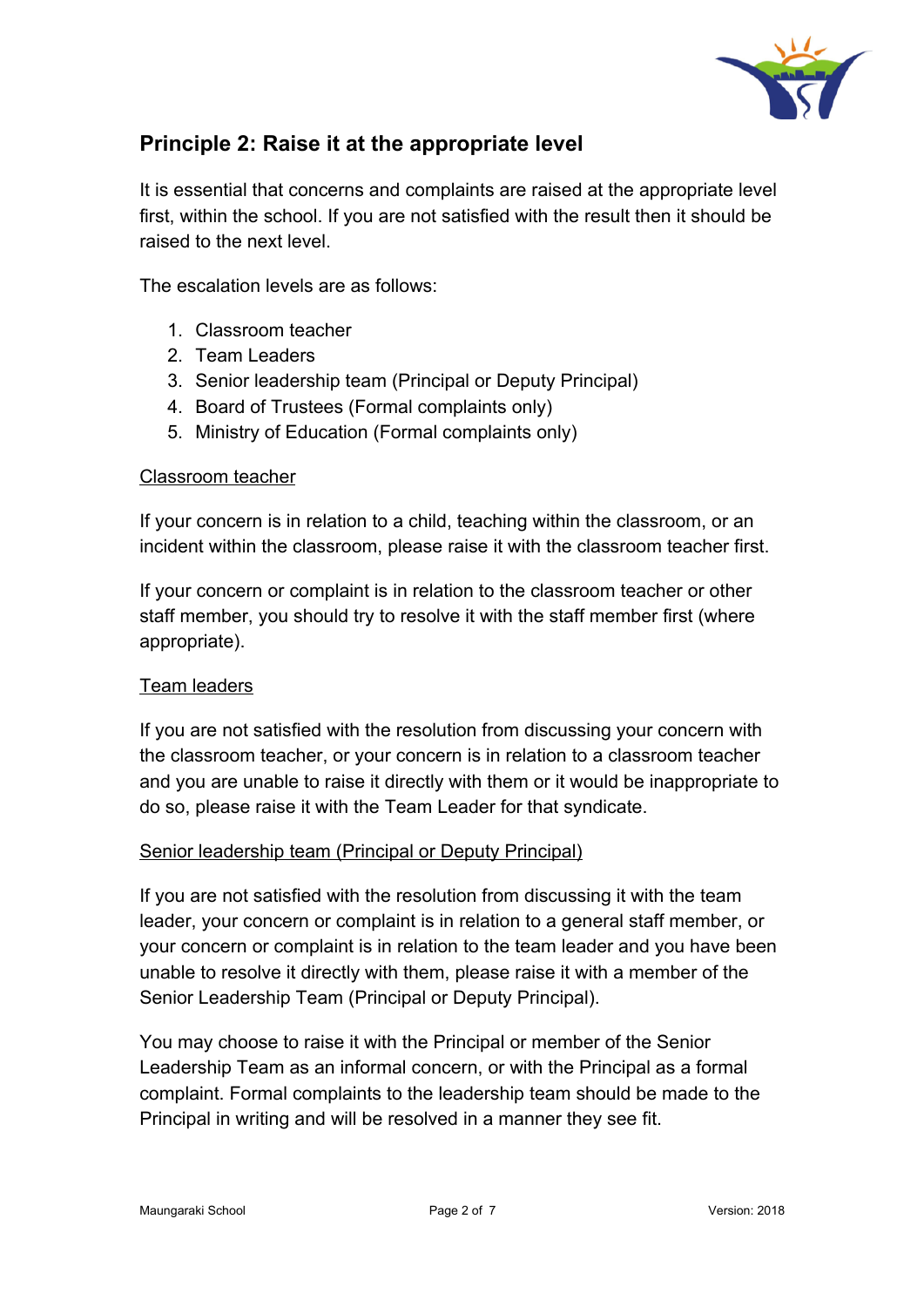## Principle 2: Raise it at the appropriate level

It is essential that concerns and complaints are raised at the appropriate level first, within the school. If you are not satisfied with the result then it should be raised to the next level.

The escalation levels are as follows:

1. Classroom teacher
2. Team Leaders
3. Senior leadership team (Principal or Deputy Principal)
4. Board of Trustees (Formal complaints only)
5. Ministry of Education (Formal complaints only)

<u>Classroom teacher</u>

If your concern is in relation to a child, teaching within the classroom, or an incident within the classroom, please raise it with the classroom teacher first.

If your concern or complaint is in relation to the classroom teacher or other staff member, you should try to resolve it with the staff member first (where appropriate).

<u>Team leaders</u>

If you are not satisfied with the resolution from discussing your concern with the classroom teacher, or your concern is in relation to a classroom teacher and you are unable to raise it directly with them or it would be inappropriate to do so, please raise it with the Team Leader for that syndicate.

<u>Senior leadership team (Principal or Deputy Principal)</u>

If you are not satisfied with the resolution from discussing it with the team leader, your concern or complaint is in relation to a general staff member, or your concern or complaint is in relation to the team leader and you have been unable to resolve it directly with them, please raise it with a member of the Senior Leadership Team (Principal or Deputy Principal).

You may choose to raise it with the Principal or member of the Senior Leadership Team as an informal concern, or with the Principal as a formal complaint. Formal complaints to the leadership team should be made to the Principal in writing and will be resolved in a manner they see fit.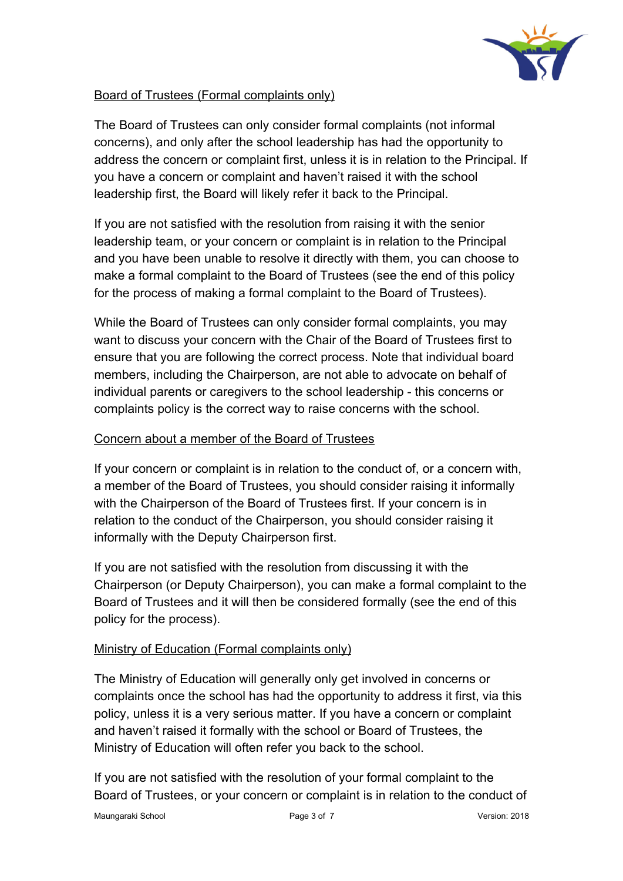Board of Trustees (Formal complaints only)

The Board of Trustees can only consider formal complaints (not informal concerns), and only after the school leadership has had the opportunity to address the concern or complaint first, unless it is in relation to the Principal. If you have a concern or complaint and haven't raised it with the school leadership first, the Board will likely refer it back to the Principal.

If you are not satisfied with the resolution from raising it with the senior leadership team, or your concern or complaint is in relation to the Principal and you have been unable to resolve it directly with them, you can choose to make a formal complaint to the Board of Trustees (see the end of this policy for the process of making a formal complaint to the Board of Trustees).

While the Board of Trustees can only consider formal complaints, you may want to discuss your concern with the Chair of the Board of Trustees first to ensure that you are following the correct process. Note that individual board members, including the Chairperson, are not able to advocate on behalf of individual parents or caregivers to the school leadership - this concerns or complaints policy is the correct way to raise concerns with the school.

Concern about a member of the Board of Trustees

If your concern or complaint is in relation to the conduct of, or a concern with, a member of the Board of Trustees, you should consider raising it informally with the Chairperson of the Board of Trustees first. If your concern is in relation to the conduct of the Chairperson, you should consider raising it informally with the Deputy Chairperson first.

If you are not satisfied with the resolution from discussing it with the Chairperson (or Deputy Chairperson), you can make a formal complaint to the Board of Trustees and it will then be considered formally (see the end of this policy for the process).

Ministry of Education (Formal complaints only)

The Ministry of Education will generally only get involved in concerns or complaints once the school has had the opportunity to address it first, via this policy, unless it is a very serious matter. If you have a concern or complaint and haven't raised it formally with the school or Board of Trustees, the Ministry of Education will often refer you back to the school.

If you are not satisfied with the resolution of your formal complaint to the Board of Trustees, or your concern or complaint is in relation to the conduct of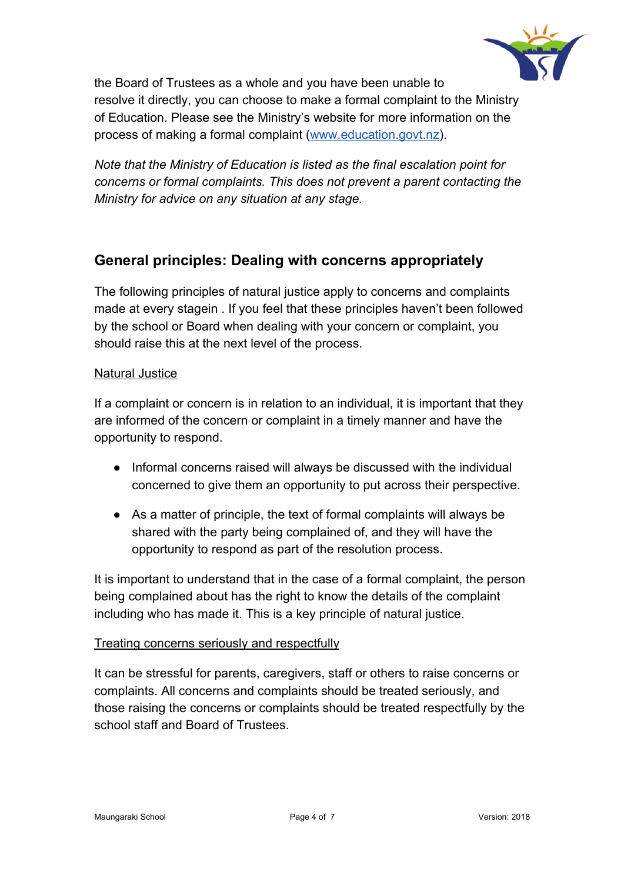the Board of Trustees as a whole and you have been unable to resolve it directly, you can choose to make a formal complaint to the Ministry of Education. Please see the Ministry's website for more information on the process of making a formal complaint ([www.education.govt.nz](http://www.education.govt.nz)).

*Note that the Ministry of Education is listed as the final escalation point for concerns or formal complaints. This does not prevent a parent contacting the Ministry for advice on any situation at any stage.*

## General principles: Dealing with concerns appropriately

The following principles of natural justice apply to concerns and complaints made at every stagein . If you feel that these principles haven't been followed by the school or Board when dealing with your concern or complaint, you should raise this at the next level of the process.

<u>Natural Justice</u>

If a complaint or concern is in relation to an individual, it is important that they are informed of the concern or complaint in a timely manner and have the opportunity to respond.

- Informal concerns raised will always be discussed with the individual concerned to give them an opportunity to put across their perspective.
- As a matter of principle, the text of formal complaints will always be shared with the party being complained of, and they will have the opportunity to respond as part of the resolution process.

It is important to understand that in the case of a formal complaint, the person being complained about has the right to know the details of the complaint including who has made it. This is a key principle of natural justice.

<u>Treating concerns seriously and respectfully</u>

It can be stressful for parents, caregivers, staff or others to raise concerns or complaints. All concerns and complaints should be treated seriously, and those raising the concerns or complaints should be treated respectfully by the school staff and Board of Trustees.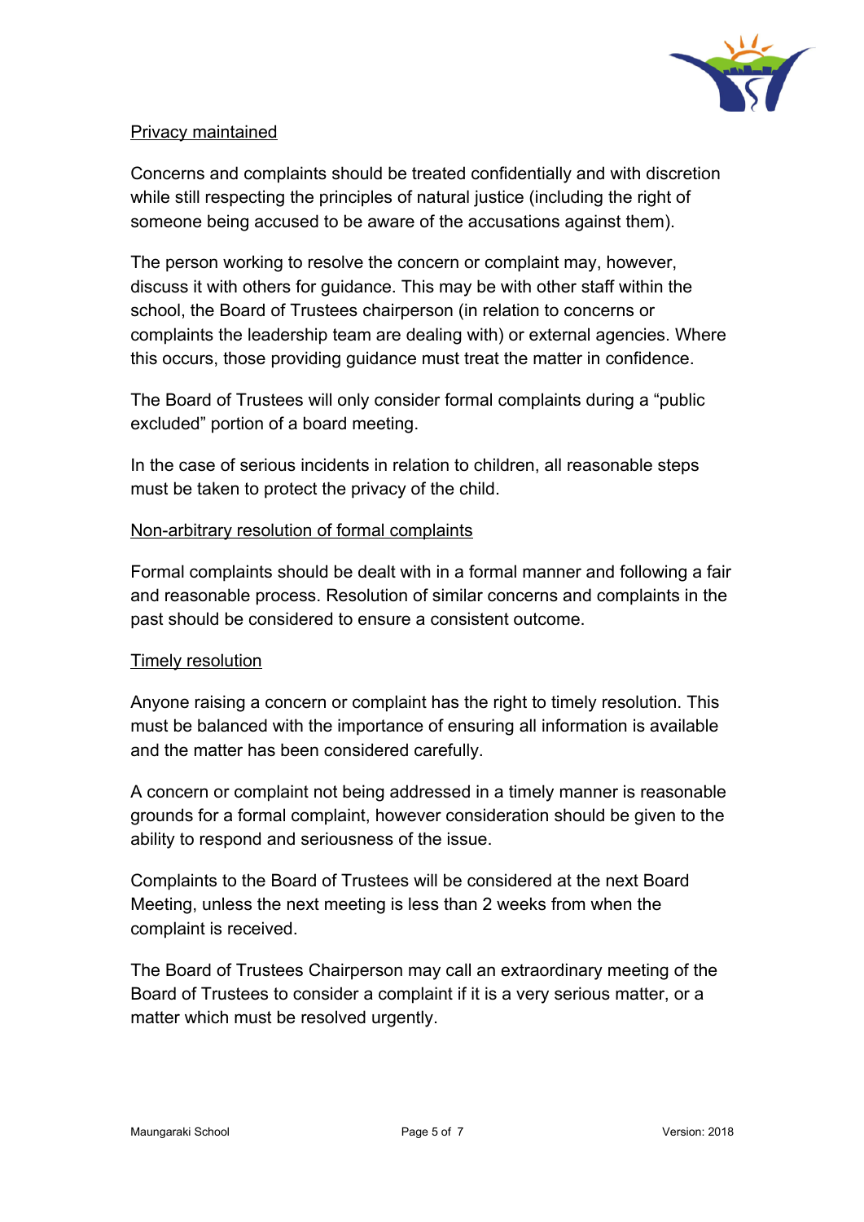<u>Privacy maintained</u>

Concerns and complaints should be treated confidentially and with discretion while still respecting the principles of natural justice (including the right of someone being accused to be aware of the accusations against them).

The person working to resolve the concern or complaint may, however, discuss it with others for guidance. This may be with other staff within the school, the Board of Trustees chairperson (in relation to concerns or complaints the leadership team are dealing with) or external agencies. Where this occurs, those providing guidance must treat the matter in confidence.

The Board of Trustees will only consider formal complaints during a "public excluded" portion of a board meeting.

In the case of serious incidents in relation to children, all reasonable steps must be taken to protect the privacy of the child.

<u>Non-arbitrary resolution of formal complaints</u>

Formal complaints should be dealt with in a formal manner and following a fair and reasonable process. Resolution of similar concerns and complaints in the past should be considered to ensure a consistent outcome.

<u>Timely resolution</u>

Anyone raising a concern or complaint has the right to timely resolution. This must be balanced with the importance of ensuring all information is available and the matter has been considered carefully.

A concern or complaint not being addressed in a timely manner is reasonable grounds for a formal complaint, however consideration should be given to the ability to respond and seriousness of the issue.

Complaints to the Board of Trustees will be considered at the next Board Meeting, unless the next meeting is less than 2 weeks from when the complaint is received.

The Board of Trustees Chairperson may call an extraordinary meeting of the Board of Trustees to consider a complaint if it is a very serious matter, or a matter which must be resolved urgently.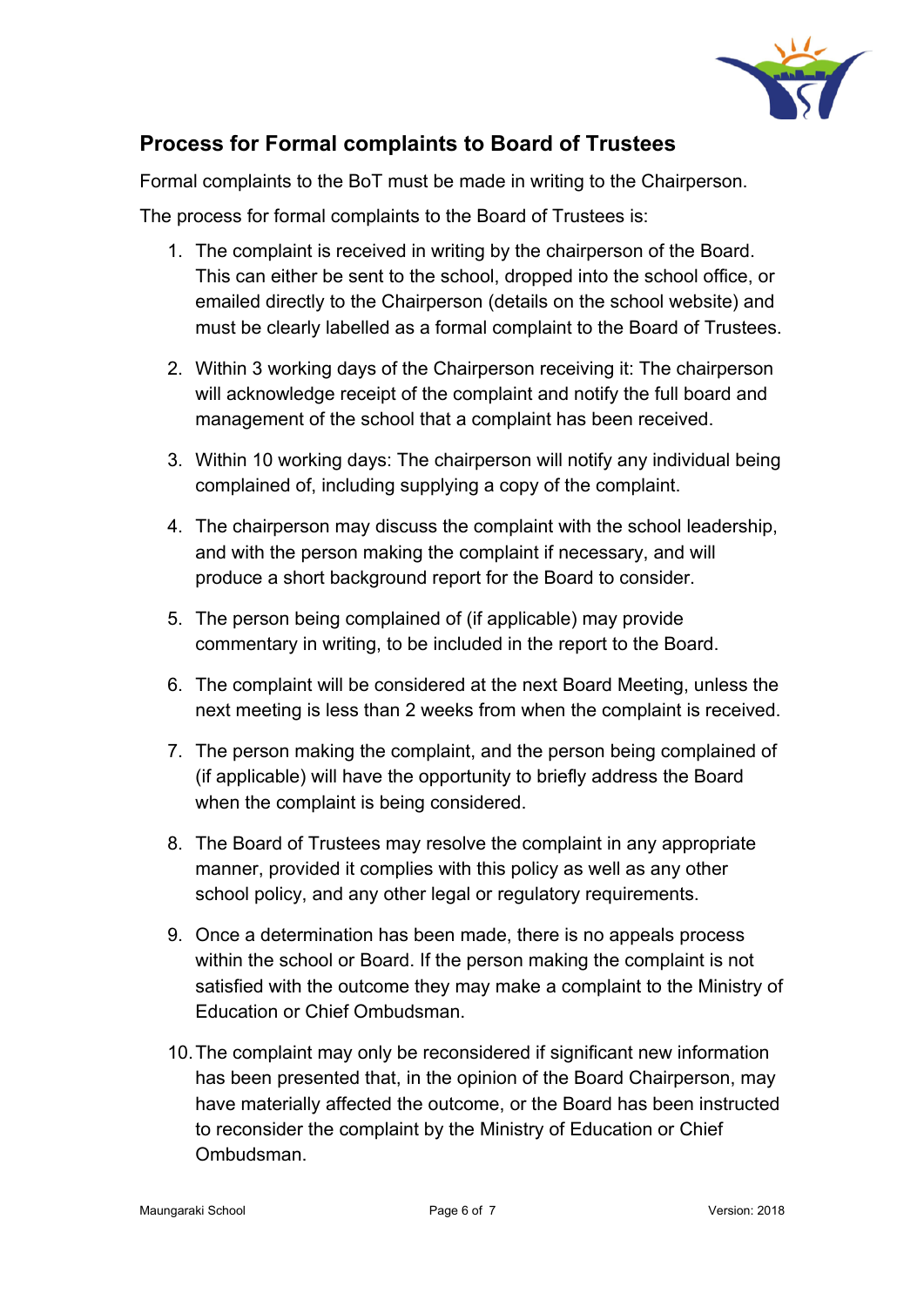## Process for Formal complaints to Board of Trustees

Formal complaints to the BoT must be made in writing to the Chairperson.

The process for formal complaints to the Board of Trustees is:

1. The complaint is received in writing by the chairperson of the Board. This can either be sent to the school, dropped into the school office, or emailed directly to the Chairperson (details on the school website) and must be clearly labelled as a formal complaint to the Board of Trustees.
2. Within 3 working days of the Chairperson receiving it: The chairperson will acknowledge receipt of the complaint and notify the full board and management of the school that a complaint has been received.
3. Within 10 working days: The chairperson will notify any individual being complained of, including supplying a copy of the complaint.
4. The chairperson may discuss the complaint with the school leadership, and with the person making the complaint if necessary, and will produce a short background report for the Board to consider.
5. The person being complained of (if applicable) may provide commentary in writing, to be included in the report to the Board.
6. The complaint will be considered at the next Board Meeting, unless the next meeting is less than 2 weeks from when the complaint is received.
7. The person making the complaint, and the person being complained of (if applicable) will have the opportunity to briefly address the Board when the complaint is being considered.
8. The Board of Trustees may resolve the complaint in any appropriate manner, provided it complies with this policy as well as any other school policy, and any other legal or regulatory requirements.
9. Once a determination has been made, there is no appeals process within the school or Board. If the person making the complaint is not satisfied with the outcome they may make a complaint to the Ministry of Education or Chief Ombudsman.
10. The complaint may only be reconsidered if significant new information has been presented that, in the opinion of the Board Chairperson, may have materially affected the outcome, or the Board has been instructed to reconsider the complaint by the Ministry of Education or Chief Ombudsman.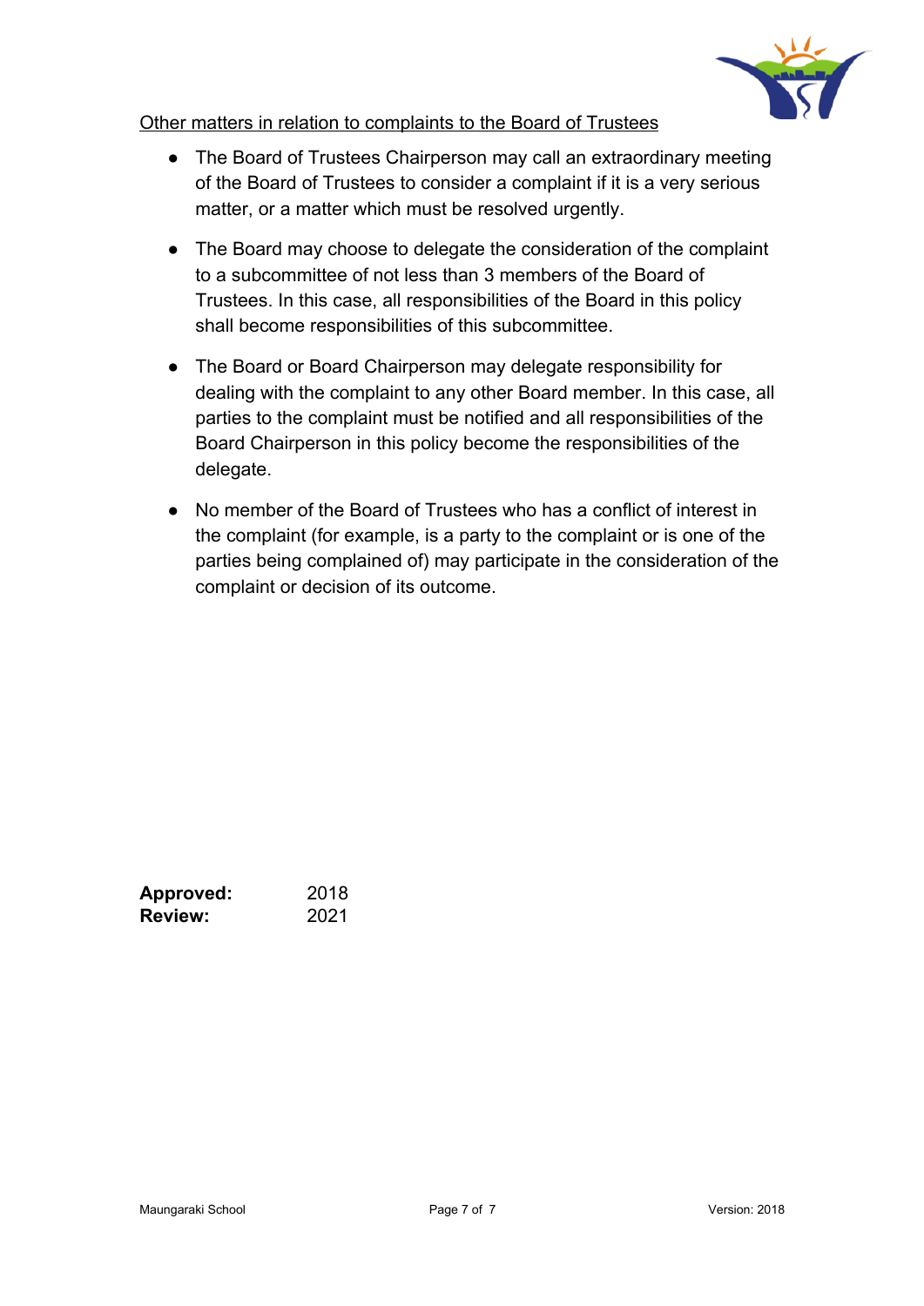Other matters in relation to complaints to the Board of Trustees

- The Board of Trustees Chairperson may call an extraordinary meeting of the Board of Trustees to consider a complaint if it is a very serious matter, or a matter which must be resolved urgently.
- The Board may choose to delegate the consideration of the complaint to a subcommittee of not less than 3 members of the Board of Trustees. In this case, all responsibilities of the Board in this policy shall become responsibilities of this subcommittee.
- The Board or Board Chairperson may delegate responsibility for dealing with the complaint to any other Board member. In this case, all parties to the complaint must be notified and all responsibilities of the Board Chairperson in this policy become the responsibilities of the delegate.
- No member of the Board of Trustees who has a conflict of interest in the complaint (for example, is a party to the complaint or is one of the parties being complained of) may participate in the consideration of the complaint or decision of its outcome.

**Approved:** 2018
**Review:** 2021